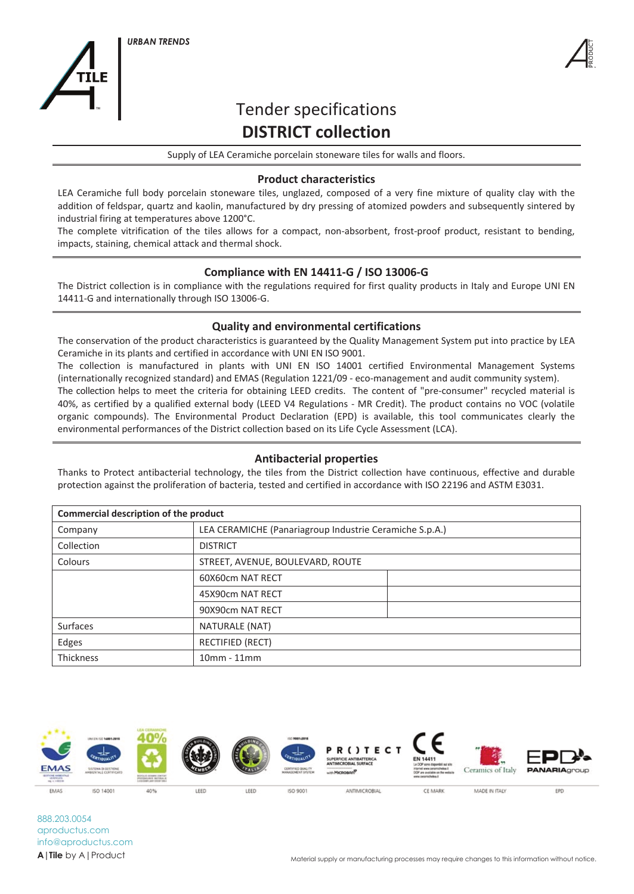URBAN TRENDS

# Tender specifications
# DISTRICT collection

Supply of LEA Ceramiche porcelain stoneware tiles for walls and floors.

## Product characteristics

LEA Ceramiche full body porcelain stoneware tiles, unglazed, composed of a very fine mixture of quality clay with the addition of feldspar, quartz and kaolin, manufactured by dry pressing of atomized powders and subsequently sintered by industrial firing at temperatures above 1200°C.
The complete vitrification of the tiles allows for a compact, non-absorbent, frost-proof product, resistant to bending, impacts, staining, chemical attack and thermal shock.

## Compliance with EN 14411-G / ISO 13006-G

The District collection is in compliance with the regulations required for first quality products in Italy and Europe UNI EN 14411-G and internationally through ISO 13006-G.

## Quality and environmental certifications

The conservation of the product characteristics is guaranteed by the Quality Management System put into practice by LEA Ceramiche in its plants and certified in accordance with UNI EN ISO 9001.
The collection is manufactured in plants with UNI EN ISO 14001 certified Environmental Management Systems (internationally recognized standard) and EMAS (Regulation 1221/09 - eco-management and audit community system).
The collection helps to meet the criteria for obtaining LEED credits. The content of "pre-consumer" recycled material is 40%, as certified by a qualified external body (LEED V4 Regulations - MR Credit). The product contains no VOC (volatile organic compounds). The Environmental Product Declaration (EPD) is available, this tool communicates clearly the environmental performances of the District collection based on its Life Cycle Assessment (LCA).

## Antibacterial properties

Thanks to Protect antibacterial technology, the tiles from the District collection have continuous, effective and durable protection against the proliferation of bacteria, tested and certified in accordance with ISO 22196 and ASTM E3031.

| Commercial description of the product | | |
|---|---|---|
| Company | LEA CERAMICHE (Panariagroup Industrie Ceramiche S.p.A.) | |
| Collection | DISTRICT | |
| Colours | STREET, AVENUE, BOULEVARD, ROUTE | |
| | 60X60cm NAT RECT | |
| | 45X90cm NAT RECT | |
| | 90X90cm NAT RECT | |
| Surfaces | NATURALE (NAT) | |
| Edges | RECTIFIED (RECT) | |
| Thickness | 10mm - 11mm | |

EMAS | ISO 14001 | 40% | LEED | LEED | ISO 9001 | ANTIMICROBIAL | CE MARK | MADE IN ITALY | EPD

888.203.0054
aproductus.com
info@aproductus.com
A | Tile by A | Product

Material supply or manufacturing processes may require changes to this information without notice.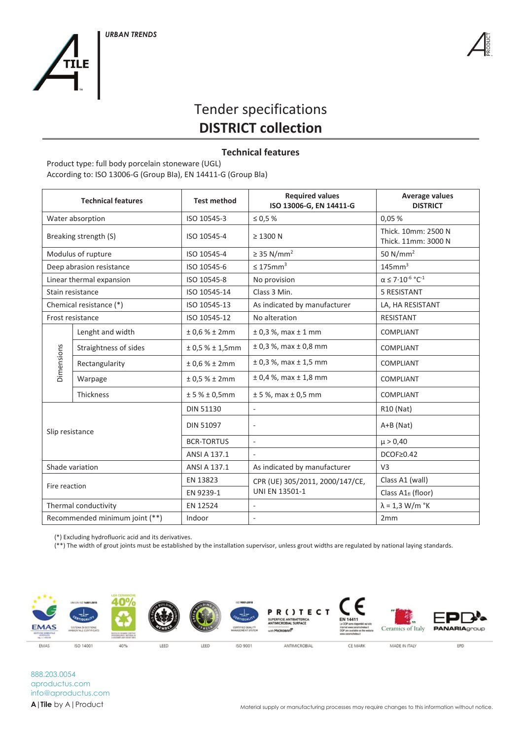# Tender specifications
## DISTRICT collection

### Technical features

Product type: full body porcelain stoneware (UGL)
According to: ISO 13006-G (Group BIa), EN 14411-G (Group BIa)

| Technical features | | Test method | Required values ISO 13006-G, EN 14411-G | Average values DISTRICT |
|---|---|---|---|---|
| Water absorption | | ISO 10545-3 | ≤ 0,5 % | 0,05 % |
| Breaking strength (S) | | ISO 10545-4 | ≥ 1300 N | Thick. 10mm: 2500 N<br>Thick. 11mm: 3000 N |
| Modulus of rupture | | ISO 10545-4 | ≥ 35 N/mm$^2$ | 50 N/mm$^2$ |
| Deep abrasion resistance | | ISO 10545-6 | ≤ 175mm$^3$ | 145mm$^3$ |
| Linear thermal expansion | | ISO 10545-8 | No provision | $\alpha \leq 7 \cdot 10^{-6}$ °C$^{-1}$ |
| Stain resistance | | ISO 10545-14 | Class 3 Min. | 5 RESISTANT |
| Chemical resistance (*) | | ISO 10545-13 | As indicated by manufacturer | LA, HA RESISTANT |
| Frost resistance | | ISO 10545-12 | No alteration | RESISTANT |
| Dimensions | Lenght and width | ± 0,6 % ± 2mm | ± 0,3 %, max ± 1 mm | COMPLIANT |
| | Straightness of sides | ± 0,5 % ± 1,5mm | ± 0,3 %, max ± 0,8 mm | COMPLIANT |
| | Rectangularity | ± 0,6 % ± 2mm | ± 0,3 %, max ± 1,5 mm | COMPLIANT |
| | Warpage | ± 0,5 % ± 2mm | ± 0,4 %, max ± 1,8 mm | COMPLIANT |
| | Thickness | ± 5 % ± 0,5mm | ± 5 %, max ± 0,5 mm | COMPLIANT |
| Slip resistance | | DIN 51130 | - | R10 (Nat) |
| | | DIN 51097 | - | A+B (Nat) |
| | | BCR-TORTUS | - | µ > 0,40 |
| | | ANSI A 137.1 | - | DCOF≥0.42 |
| Shade variation | | ANSI A 137.1 | As indicated by manufacturer | V3 |
| Fire reaction | | EN 13823 | CPR (UE) 305/2011, 2000/147/CE, UNI EN 13501-1 | Class A1 (wall) |
| | | EN 9239-1 | | Class A1$_{fl}$ (floor) |
| Thermal conductivity | | EN 12524 | - | λ = 1,3 W/m °K |
| Recommended minimum joint (**) | | Indoor | - | 2mm |

(*) Excluding hydrofluoric acid and its derivatives.
(**) The width of grout joints must be established by the installation supervisor, unless grout widths are regulated by national laying standards.

EMAS | ISO 14001 | 40% | LEED | LEED | ISO 9001 | ANTIMICROBIAL | CE MARK | MADE IN ITALY | EPD

888.203.0054
aproductus.com
info@aproductus.com
**A | Tile** by A | Product

Material supply or manufacturing processes may require changes to this information without notice.